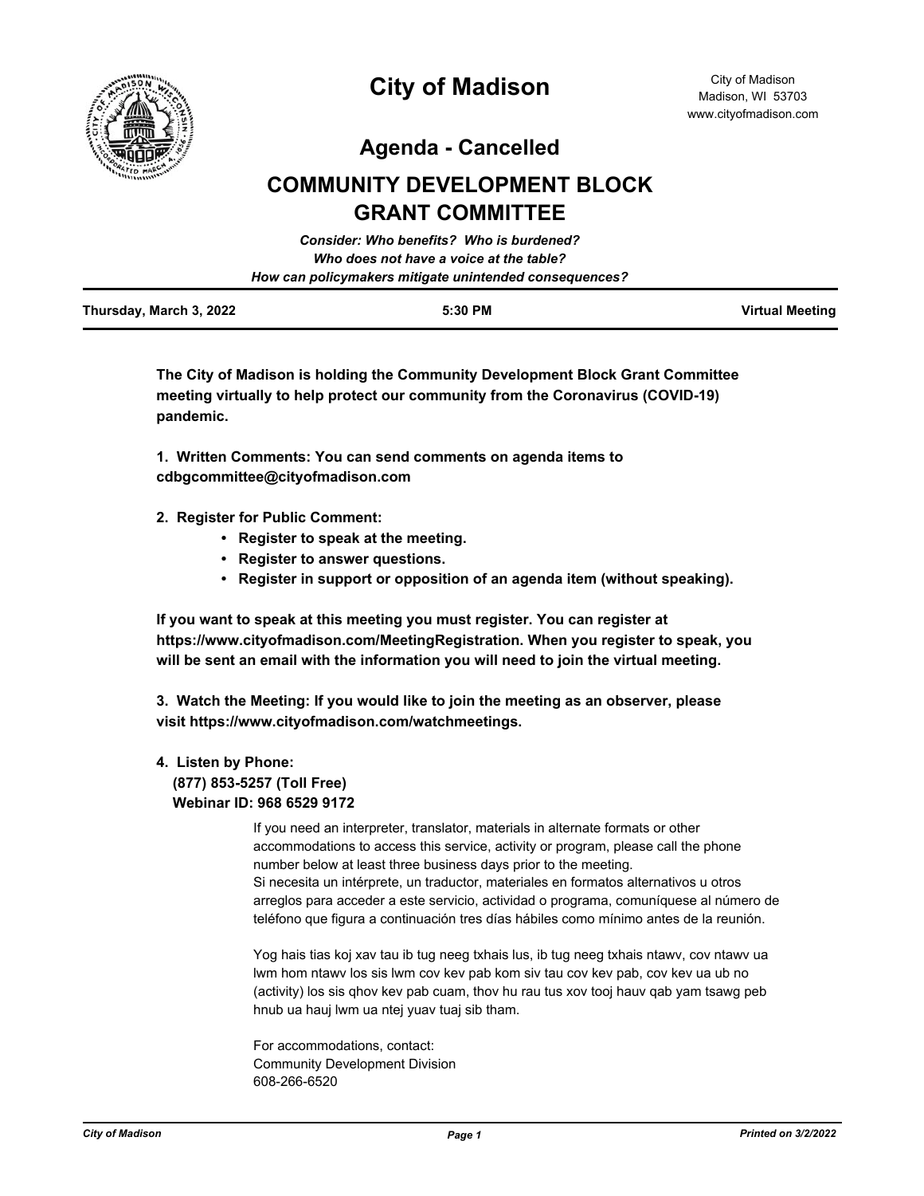# City of Madison

City of Madison
Madison, WI 53703
www.cityofmadison.com

## Agenda - Cancelled

## COMMUNITY DEVELOPMENT BLOCK GRANT COMMITTEE

***Consider: Who benefits? Who is burdened?***
***Who does not have a voice at the table?***
***How can policymakers mitigate unintended consequences?***

| **Thursday, March 3, 2022** | **5:30 PM** | **Virtual Meeting** |
|---|---|---|

**The City of Madison is holding the Community Development Block Grant Committee meeting virtually to help protect our community from the Coronavirus (COVID-19) pandemic.**

**1. Written Comments: You can send comments on agenda items to cdbgcommittee@cityofmadison.com**

**2. Register for Public Comment:**

- **Register to speak at the meeting.**
- **Register to answer questions.**
- **Register in support or opposition of an agenda item (without speaking).**

**If you want to speak at this meeting you must register. You can register at https://www.cityofmadison.com/MeetingRegistration. When you register to speak, you will be sent an email with the information you will need to join the virtual meeting.**

**3. Watch the Meeting: If you would like to join the meeting as an observer, please visit https://www.cityofmadison.com/watchmeetings.**

**4. Listen by Phone:**
**(877) 853-5257 (Toll Free)**
**Webinar ID: 968 6529 9172**

If you need an interpreter, translator, materials in alternate formats or other accommodations to access this service, activity or program, please call the phone number below at least three business days prior to the meeting.
Si necesita un intérprete, un traductor, materiales en formatos alternativos u otros arreglos para acceder a este servicio, actividad o programa, comuníquese al número de teléfono que figura a continuación tres días hábiles como mínimo antes de la reunión.

Yog hais tias koj xav tau ib tug neeg txhais lus, ib tug neeg txhais ntawv, cov ntawv ua lwm hom ntawv los sis lwm cov kev pab kom siv tau cov kev pab, cov kev ua ub no (activity) los sis qhov kev pab cuam, thov hu rau tus xov tooj hauv qab yam tsawg peb hnub ua hauj lwm ua ntej yuav tuaj sib tham.

For accommodations, contact:
Community Development Division
608-266-6520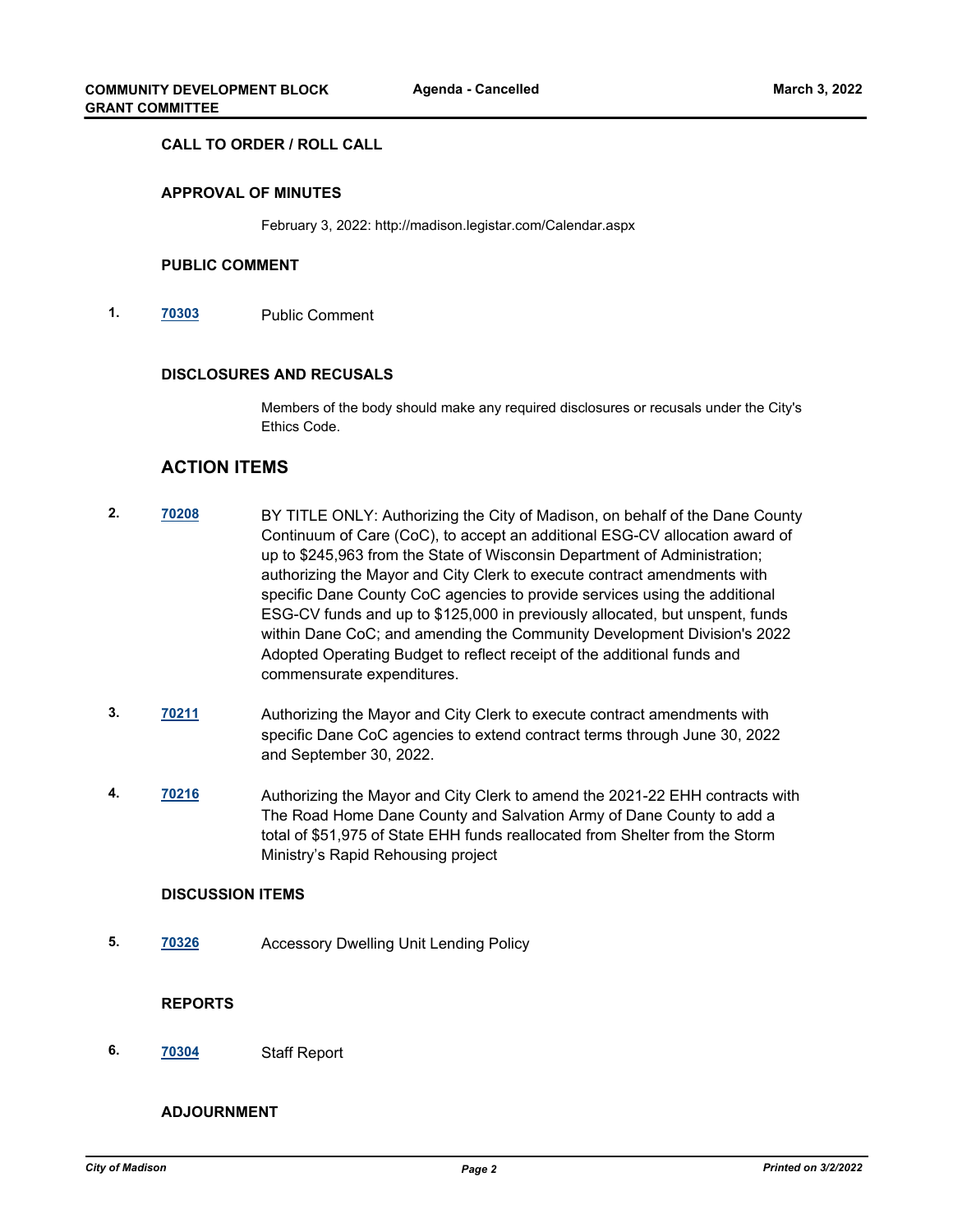### CALL TO ORDER / ROLL CALL

### APPROVAL OF MINUTES

February 3, 2022: http://madison.legistar.com/Calendar.aspx

### PUBLIC COMMENT

**1.** **70303** Public Comment

### DISCLOSURES AND RECUSALS

Members of the body should make any required disclosures or recusals under the City's Ethics Code.

## ACTION ITEMS

**2.** **70208** BY TITLE ONLY: Authorizing the City of Madison, on behalf of the Dane County Continuum of Care (CoC), to accept an additional ESG-CV allocation award of up to $245,963 from the State of Wisconsin Department of Administration; authorizing the Mayor and City Clerk to execute contract amendments with specific Dane County CoC agencies to provide services using the additional ESG-CV funds and up to $125,000 in previously allocated, but unspent, funds within Dane CoC; and amending the Community Development Division's 2022 Adopted Operating Budget to reflect receipt of the additional funds and commensurate expenditures.

**3.** **70211** Authorizing the Mayor and City Clerk to execute contract amendments with specific Dane CoC agencies to extend contract terms through June 30, 2022 and September 30, 2022.

**4.** **70216** Authorizing the Mayor and City Clerk to amend the 2021-22 EHH contracts with The Road Home Dane County and Salvation Army of Dane County to add a total of $51,975 of State EHH funds reallocated from Shelter from the Storm Ministry's Rapid Rehousing project

### DISCUSSION ITEMS

**5.** **70326** Accessory Dwelling Unit Lending Policy

### REPORTS

**6.** **70304** Staff Report

### ADJOURNMENT